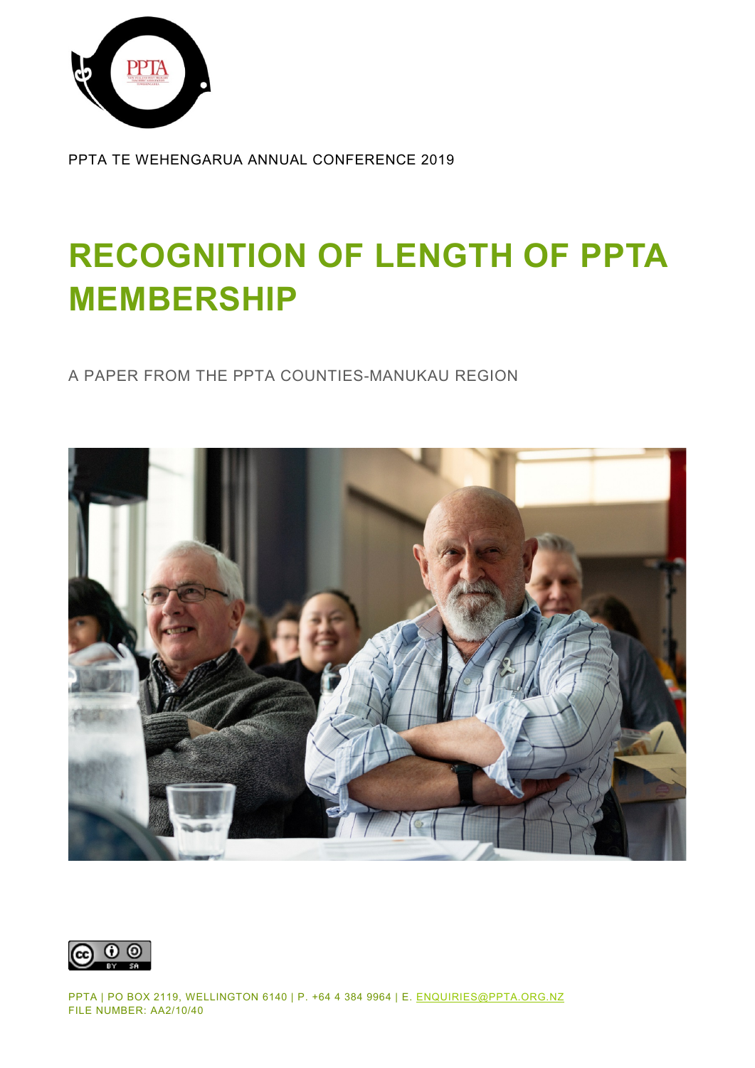PPTA TE WEHENGARUA ANNUAL CONFERENCE 2019

# RECOGNITION OF LENGTH OF PPTA MEMBERSHIP

A PAPER FROM THE PPTA COUNTIES-MANUKAU REGION

PPTA | PO BOX 2119, WELLINGTON 6140 | P. +64 4 384 9964 | E. ENQUIRIES@PPTA.ORG.NZ
FILE NUMBER: AA2/10/40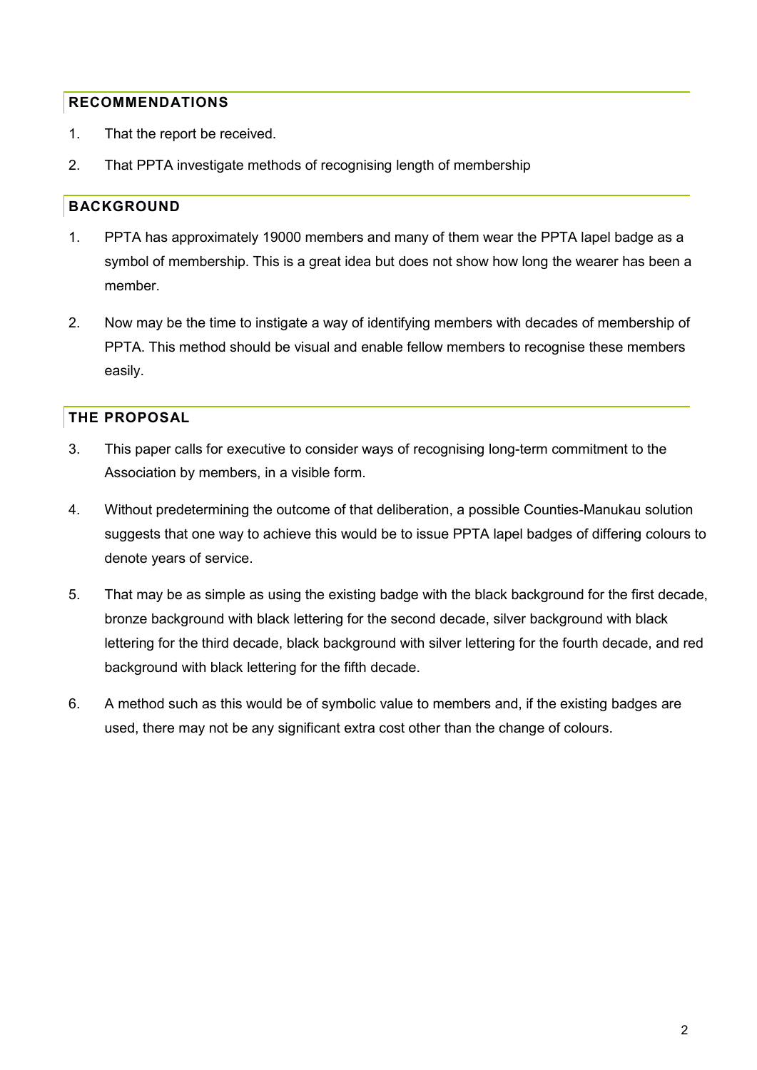## RECOMMENDATIONS

1. That the report be received.
2. That PPTA investigate methods of recognising length of membership

## BACKGROUND

1. PPTA has approximately 19000 members and many of them wear the PPTA lapel badge as a symbol of membership. This is a great idea but does not show how long the wearer has been a member.
2. Now may be the time to instigate a way of identifying members with decades of membership of PPTA. This method should be visual and enable fellow members to recognise these members easily.

## THE PROPOSAL

3. This paper calls for executive to consider ways of recognising long-term commitment to the Association by members, in a visible form.
4. Without predetermining the outcome of that deliberation, a possible Counties-Manukau solution suggests that one way to achieve this would be to issue PPTA lapel badges of differing colours to denote years of service.
5. That may be as simple as using the existing badge with the black background for the first decade, bronze background with black lettering for the second decade, silver background with black lettering for the third decade, black background with silver lettering for the fourth decade, and red background with black lettering for the fifth decade.
6. A method such as this would be of symbolic value to members and, if the existing badges are used, there may not be any significant extra cost other than the change of colours.